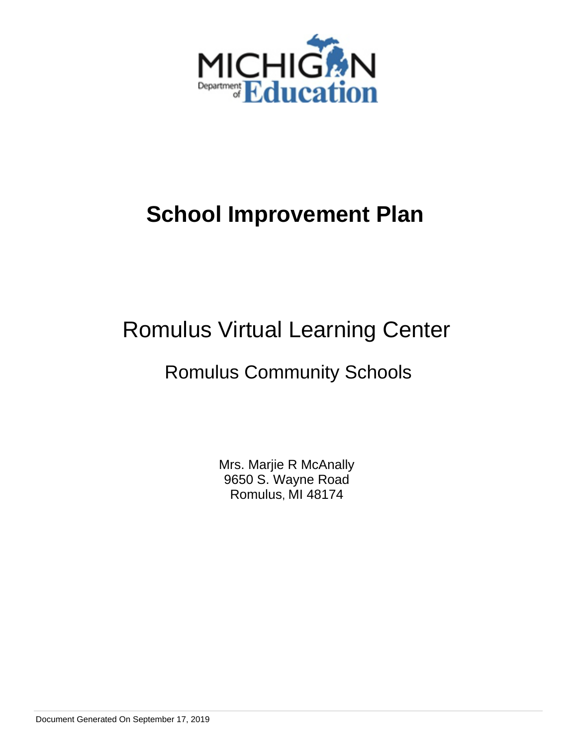MICHIGAN Department of Education

# School Improvement Plan

## Romulus Virtual Learning Center

### Romulus Community Schools

Mrs. Marjie R McAnally
9650 S. Wayne Road
Romulus, MI 48174

Document Generated On September 17, 2019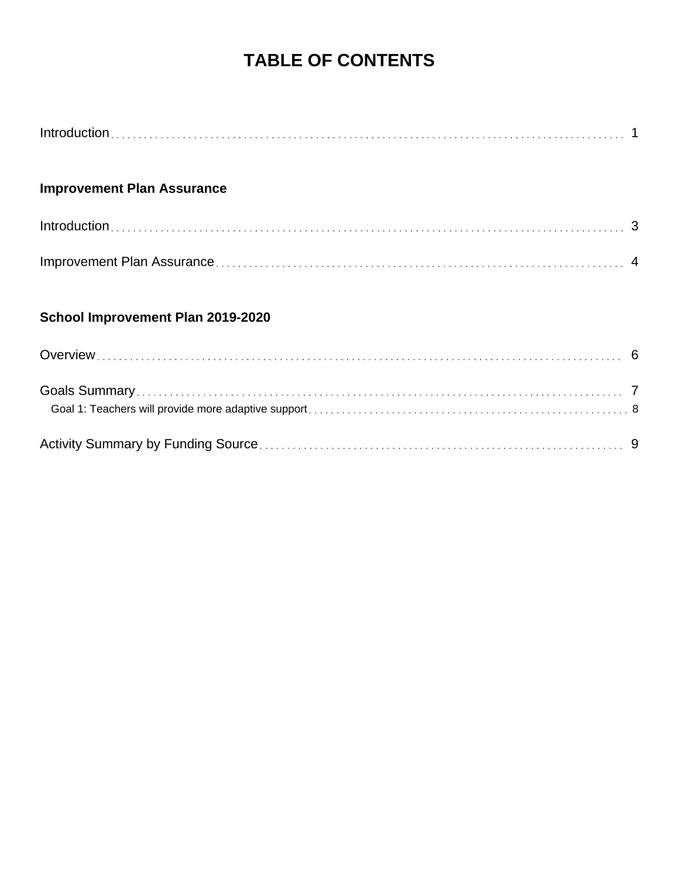# TABLE OF CONTENTS

Introduction . . . . . . . . . . 1

**Improvement Plan Assurance**

Introduction . . . . . . . . . . 3

Improvement Plan Assurance . . . . . . . . . . 4

**School Improvement Plan 2019-2020**

Overview . . . . . . . . . . 6

Goals Summary . . . . . . . . . . 7

Goal 1: Teachers will provide more adaptive support . . . . . . . . . . 8

Activity Summary by Funding Source . . . . . . . . . . 9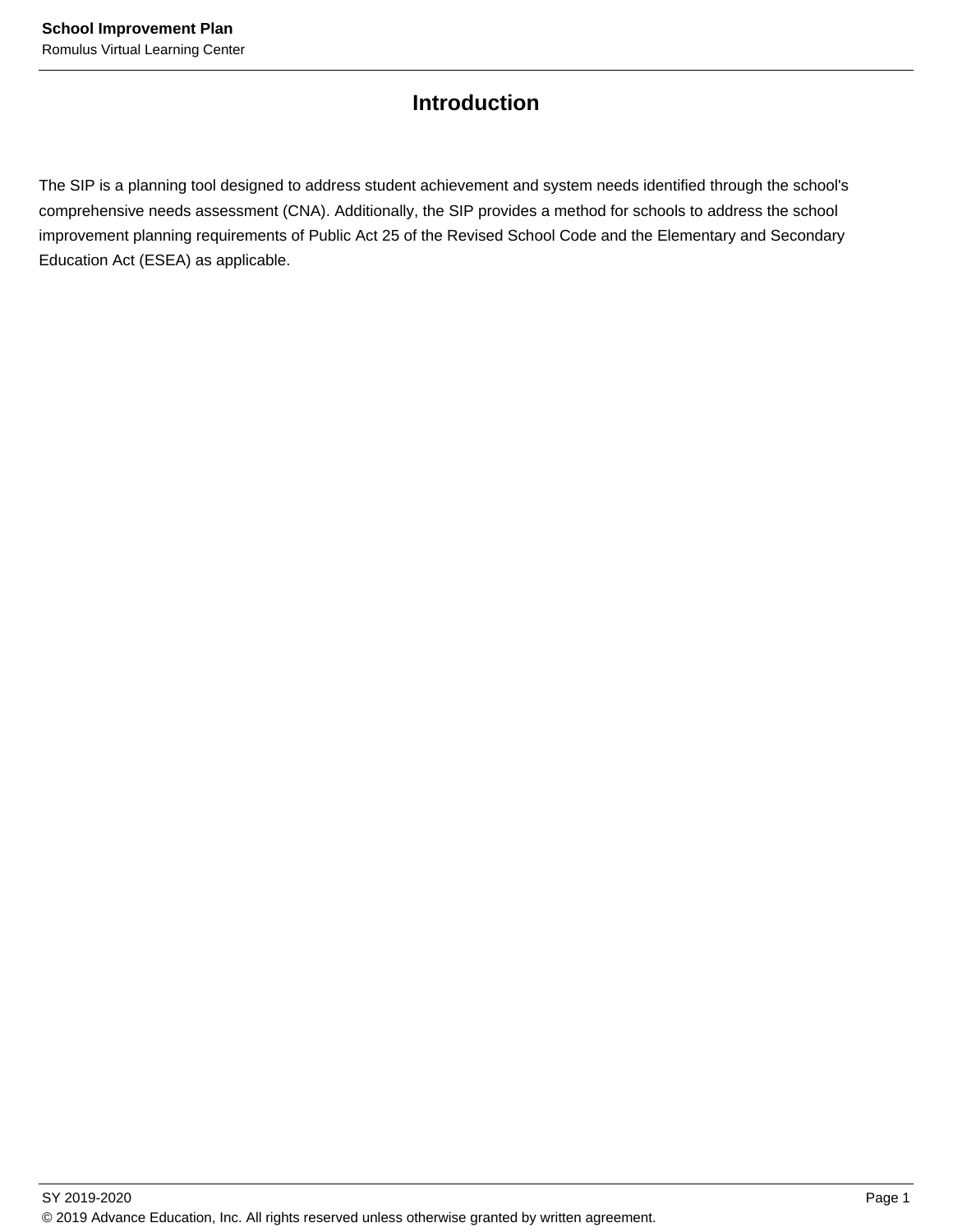# Introduction

The SIP is a planning tool designed to address student achievement and system needs identified through the school's comprehensive needs assessment (CNA). Additionally, the SIP provides a method for schools to address the school improvement planning requirements of Public Act 25 of the Revised School Code and the Elementary and Secondary Education Act (ESEA) as applicable.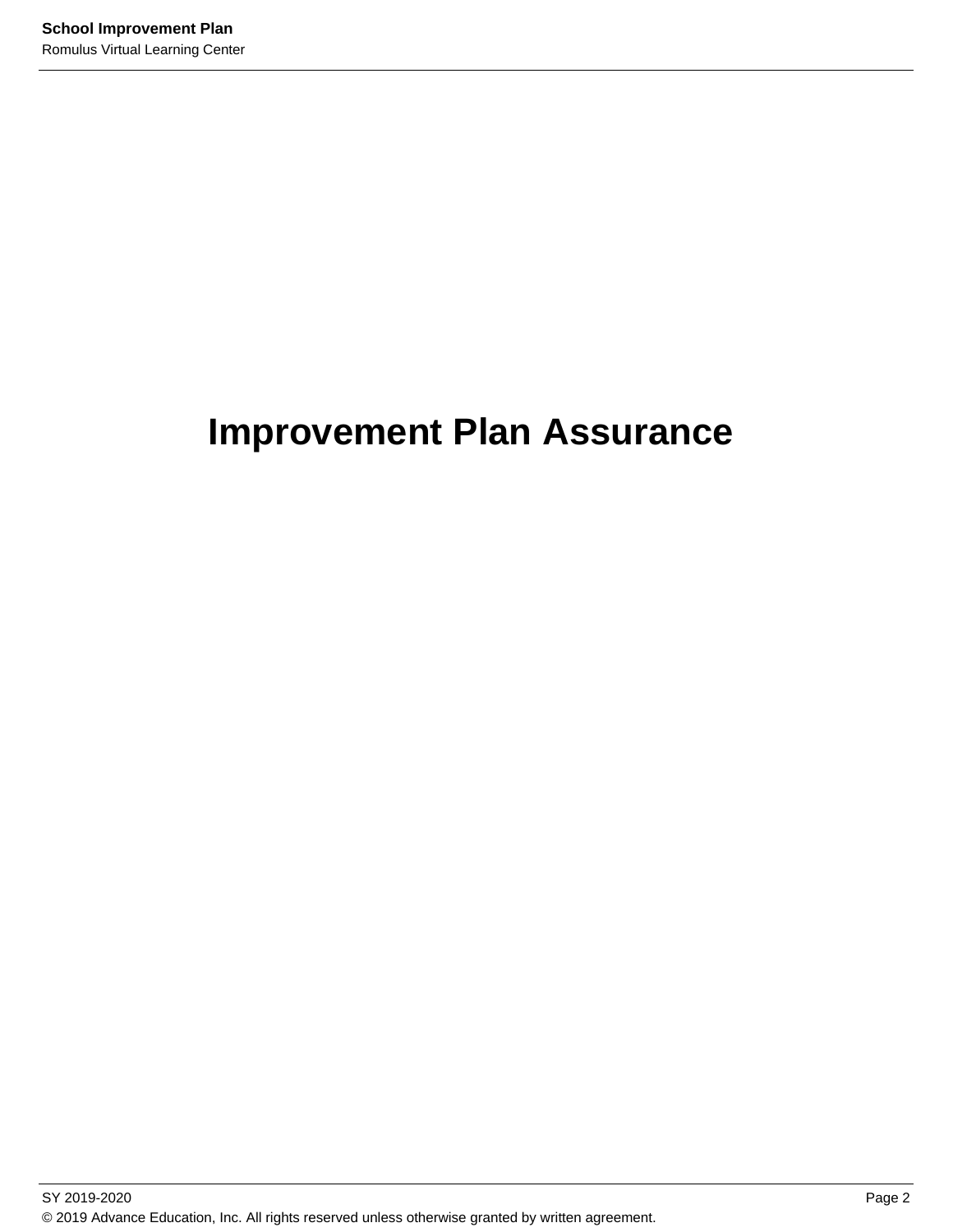# Improvement Plan Assurance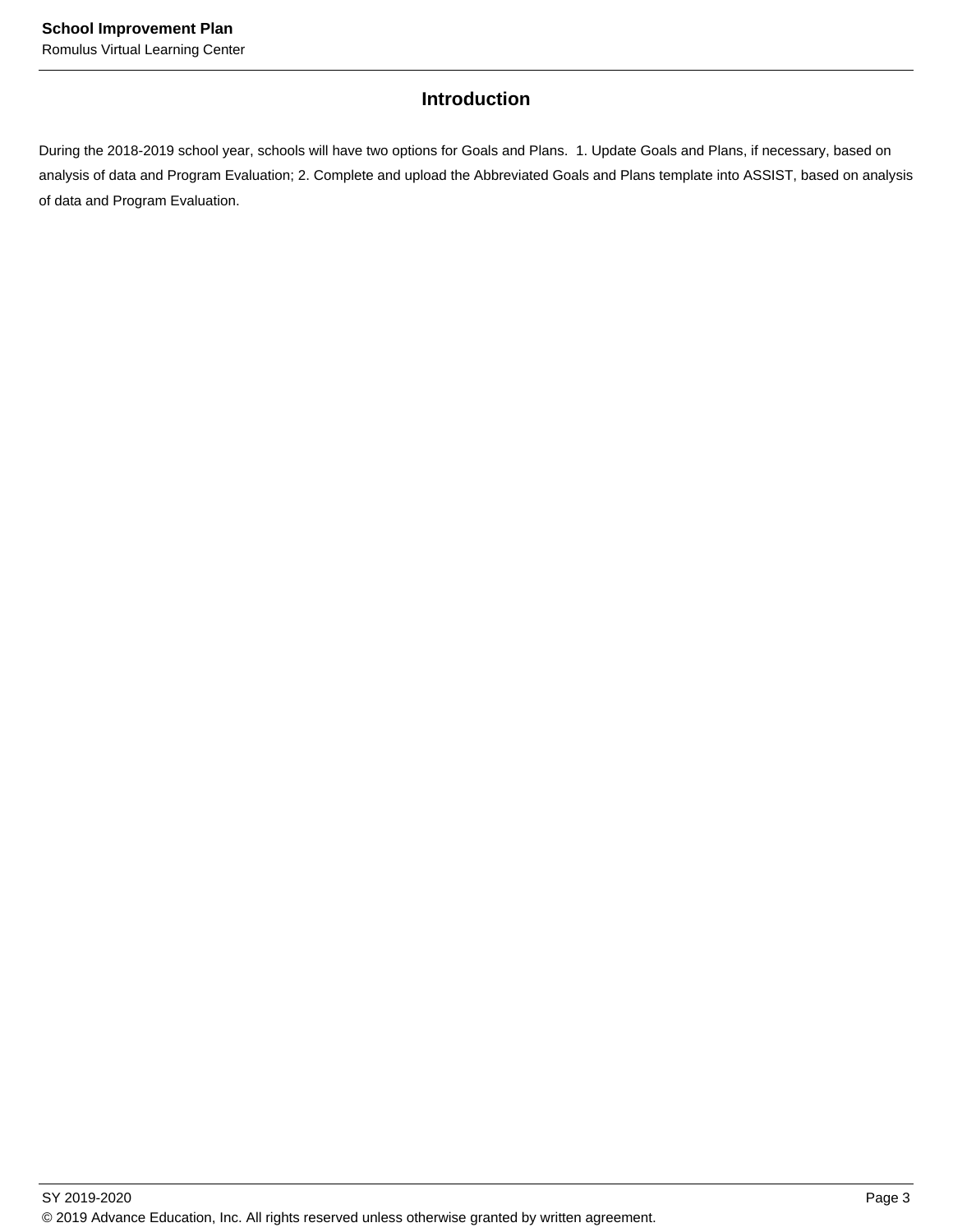# Introduction

During the 2018-2019 school year, schools will have two options for Goals and Plans.  1. Update Goals and Plans, if necessary, based on analysis of data and Program Evaluation; 2. Complete and upload the Abbreviated Goals and Plans template into ASSIST, based on analysis of data and Program Evaluation.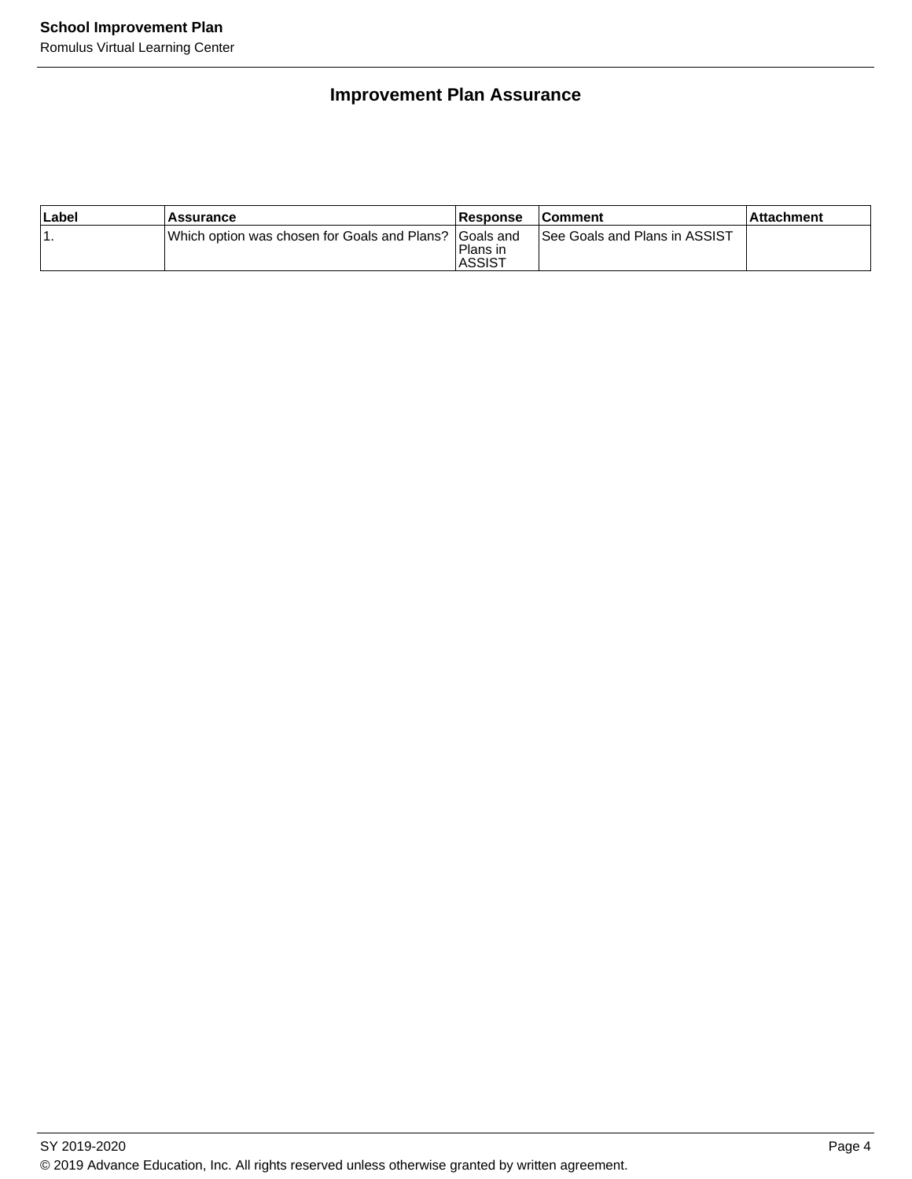## Improvement Plan Assurance

| Label | Assurance | Response | Comment | Attachment |
|---|---|---|---|---|
| 1. | Which option was chosen for Goals and Plans? | Goals and Plans in ASSIST | See Goals and Plans in ASSIST | |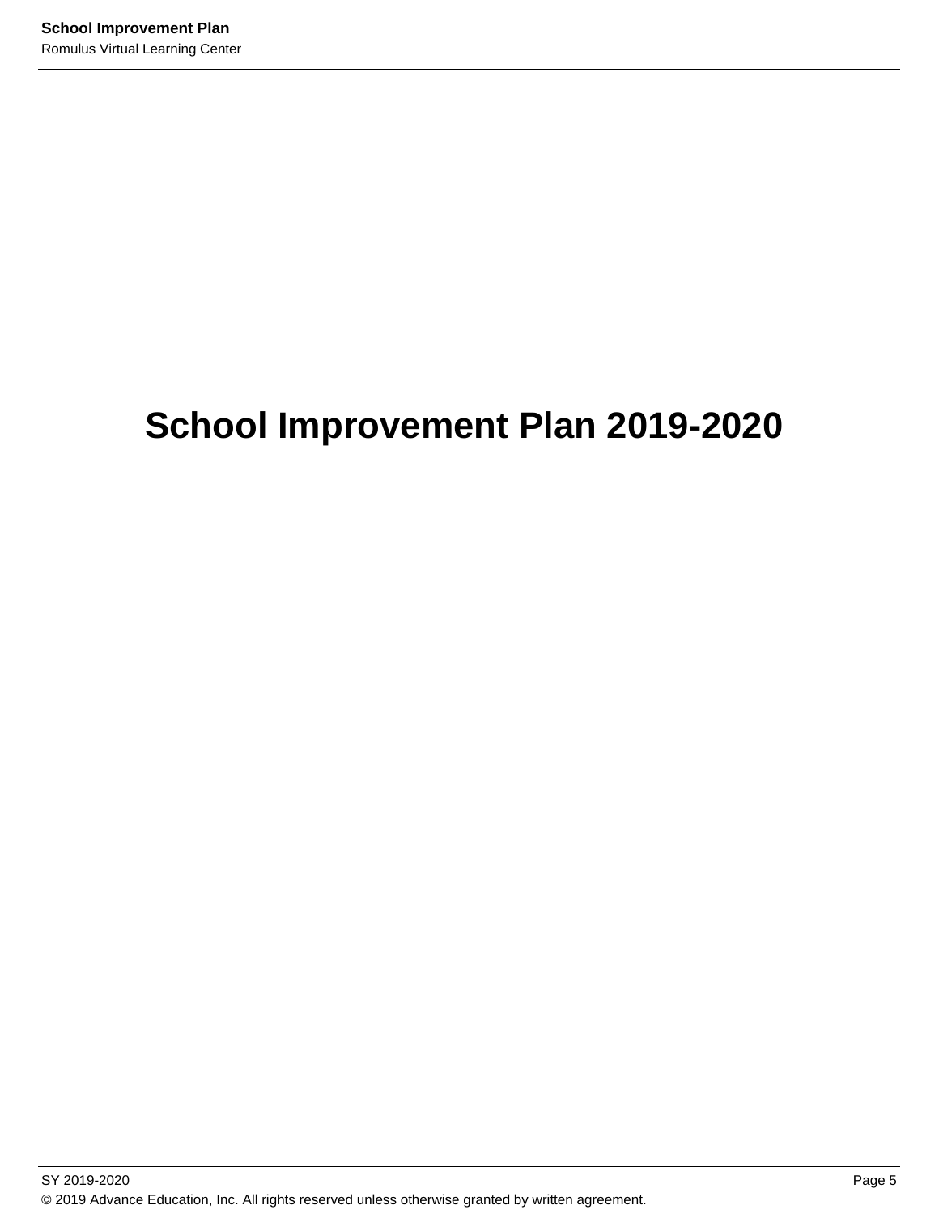# School Improvement Plan 2019-2020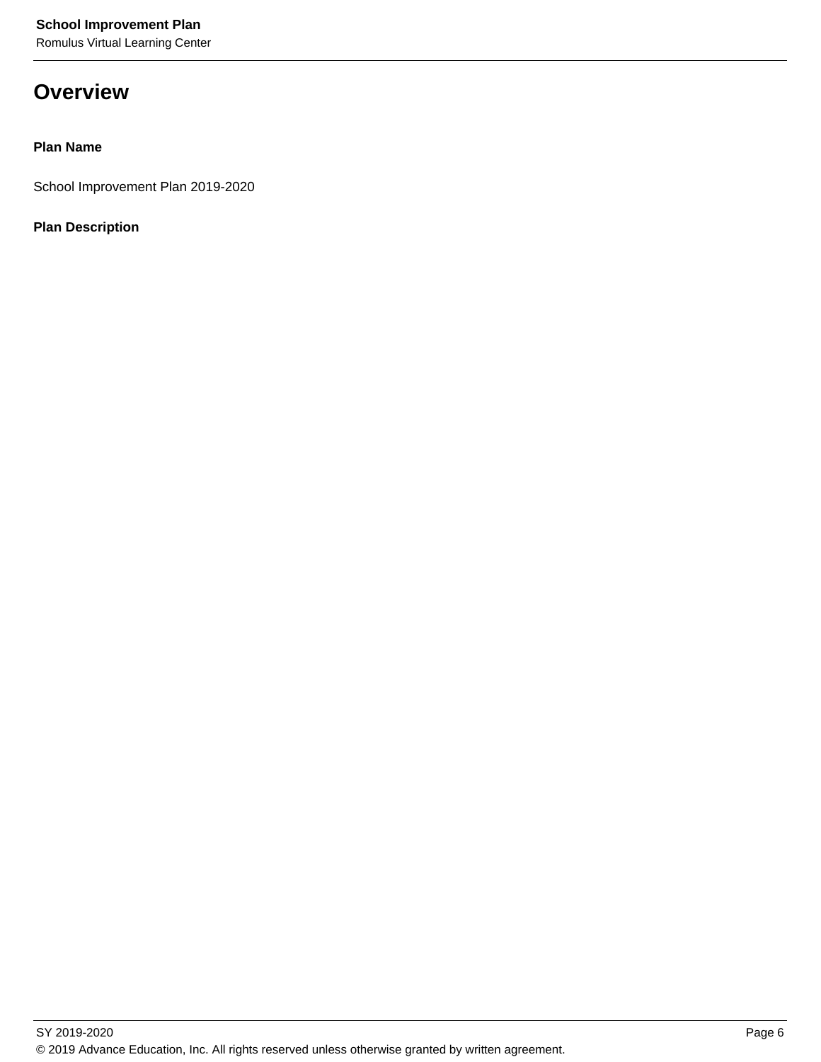# Overview

**Plan Name**

School Improvement Plan 2019-2020

**Plan Description**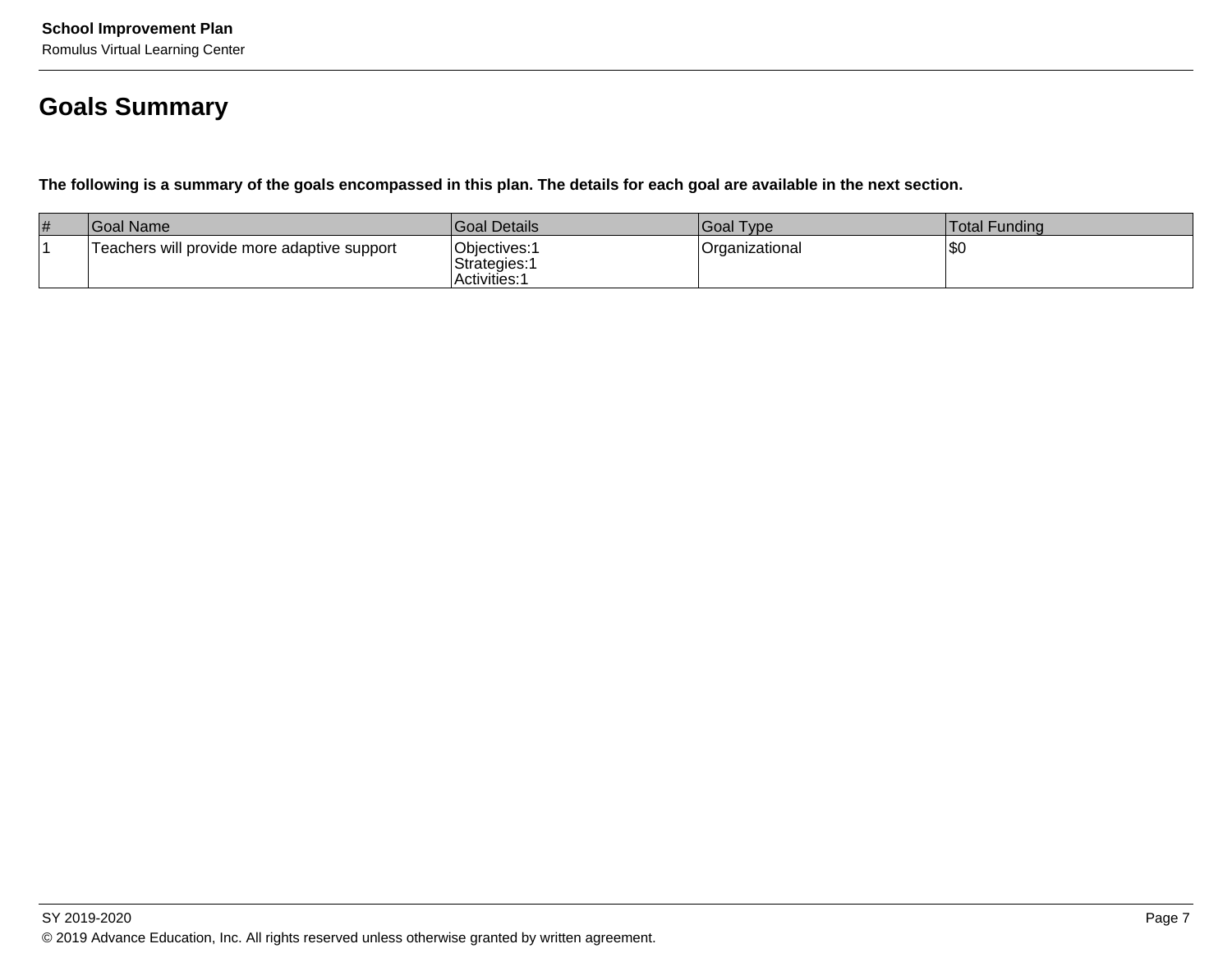## Goals Summary

**The following is a summary of the goals encompassed in this plan. The details for each goal are available in the next section.**

| # | Goal Name | Goal Details | Goal Type | Total Funding |
|---|---|---|---|---|
| 1 | Teachers will provide more adaptive support | Objectives:1<br>Strategies:1<br>Activities:1 | Organizational | $0 |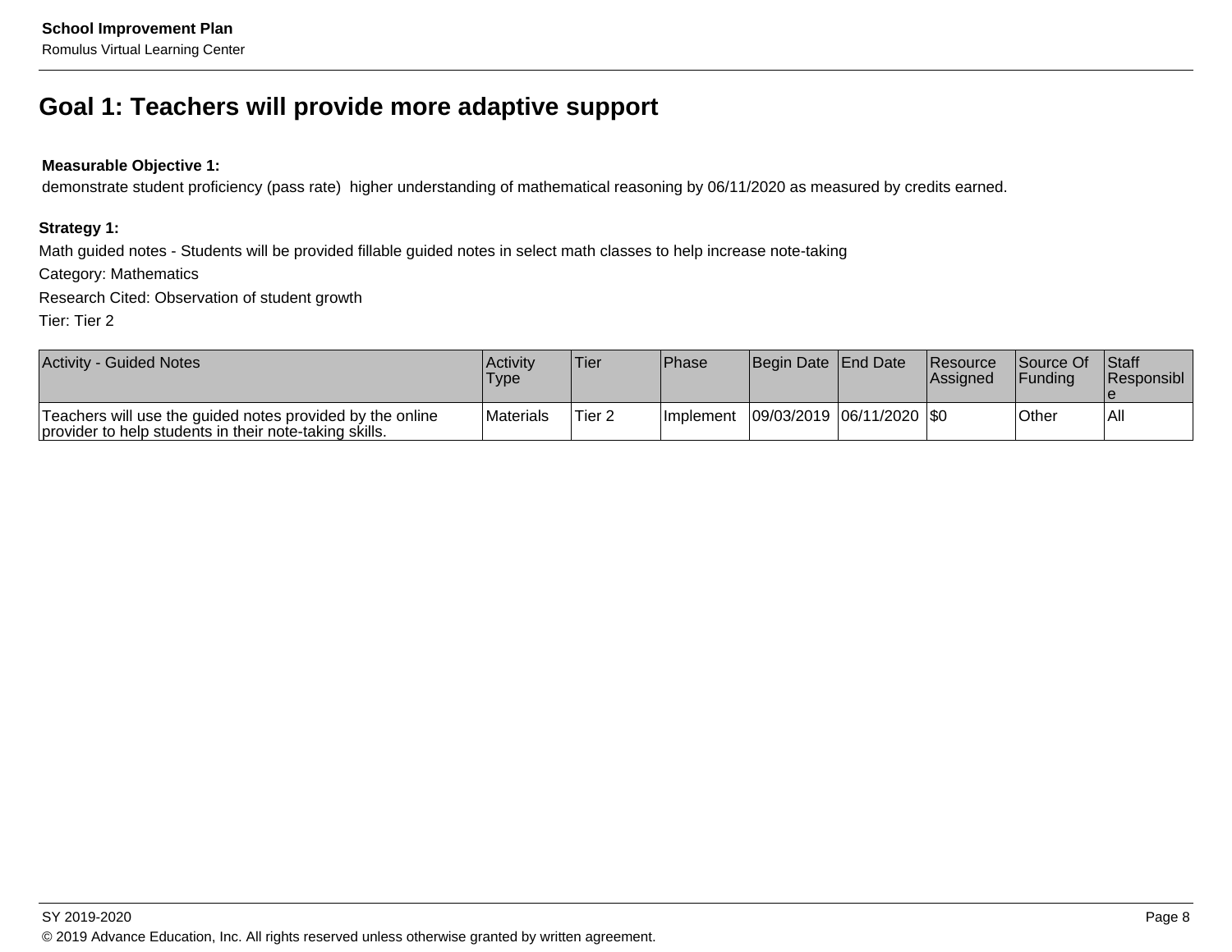## Goal 1: Teachers will provide more adaptive support

**Measurable Objective 1:**
demonstrate student proficiency (pass rate)  higher understanding of mathematical reasoning by 06/11/2020 as measured by credits earned.

**Strategy 1:**
Math guided notes - Students will be provided fillable guided notes in select math classes to help increase note-taking
Category: Mathematics
Research Cited: Observation of student growth
Tier: Tier 2

| Activity - Guided Notes | Activity Type | Tier | Phase | Begin Date | End Date | Resource Assigned | Source Of Funding | Staff Responsible |
|---|---|---|---|---|---|---|---|---|
| Teachers will use the guided notes provided by the online provider to help students in their note-taking skills. | Materials | Tier 2 | Implement | 09/03/2019 | 06/11/2020 | $0 | Other | All |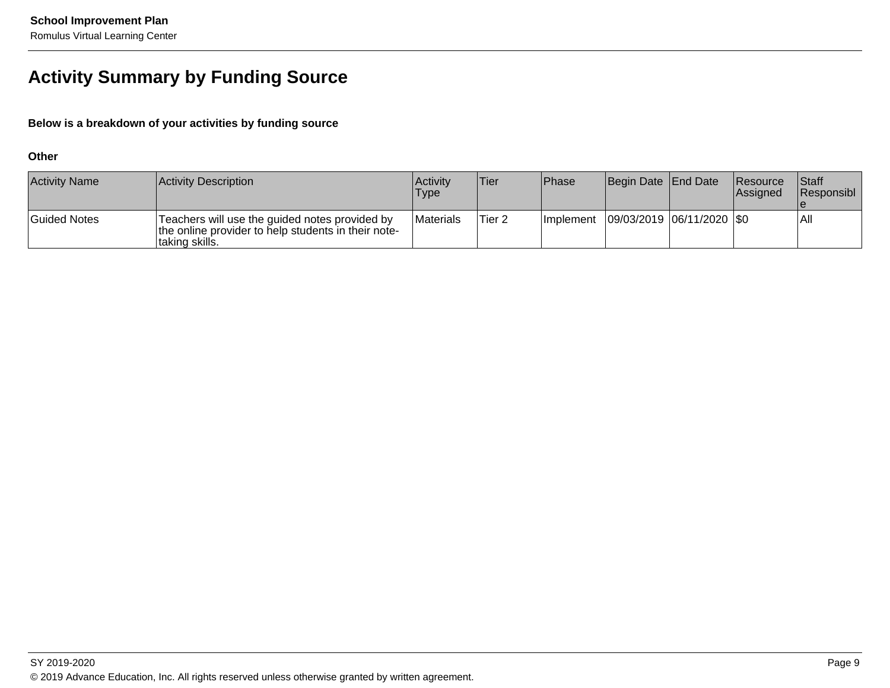# Activity Summary by Funding Source

**Below is a breakdown of your activities by funding source**

**Other**

| Activity Name | Activity Description | Activity Type | Tier | Phase | Begin Date | End Date | Resource Assigned | Staff Responsible |
|---|---|---|---|---|---|---|---|---|
| Guided Notes | Teachers will use the guided notes provided by the online provider to help students in their note-taking skills. | Materials | Tier 2 | Implement | 09/03/2019 | 06/11/2020 | $0 | All |